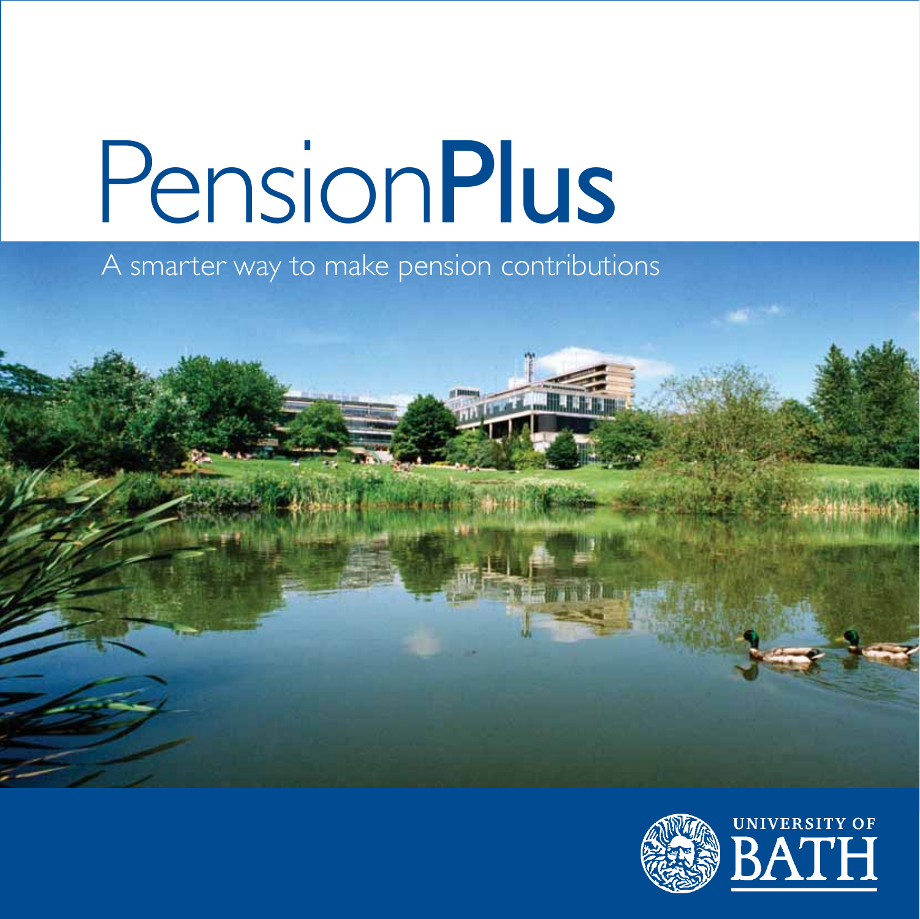# PensionPlus

A smarter way to make pension contributions

UNIVERSITY OF BATH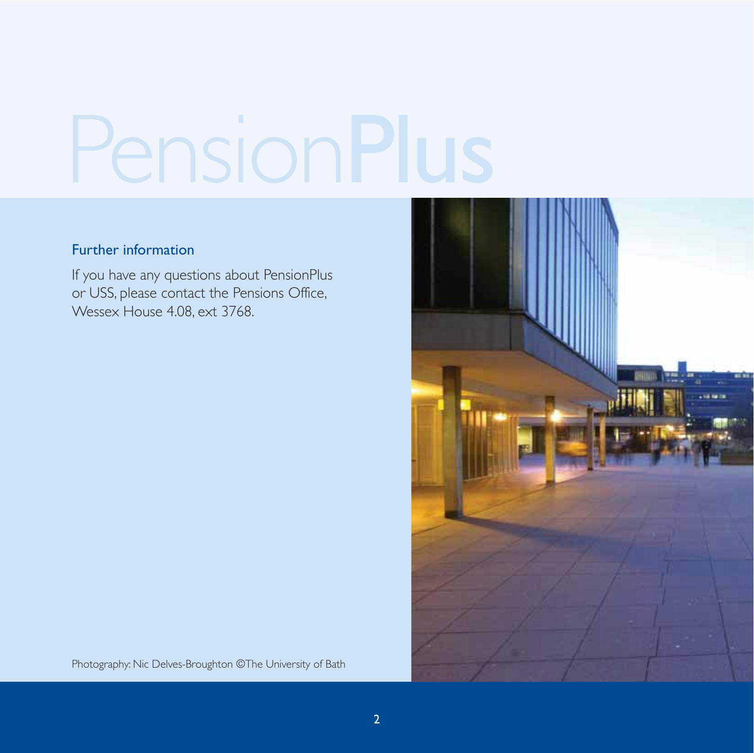# PensionPlus

## Further information

If you have any questions about PensionPlus or USS, please contact the Pensions Office, Wessex House 4.08, ext 3768.

Photography: Nic Delves-Broughton ©The University of Bath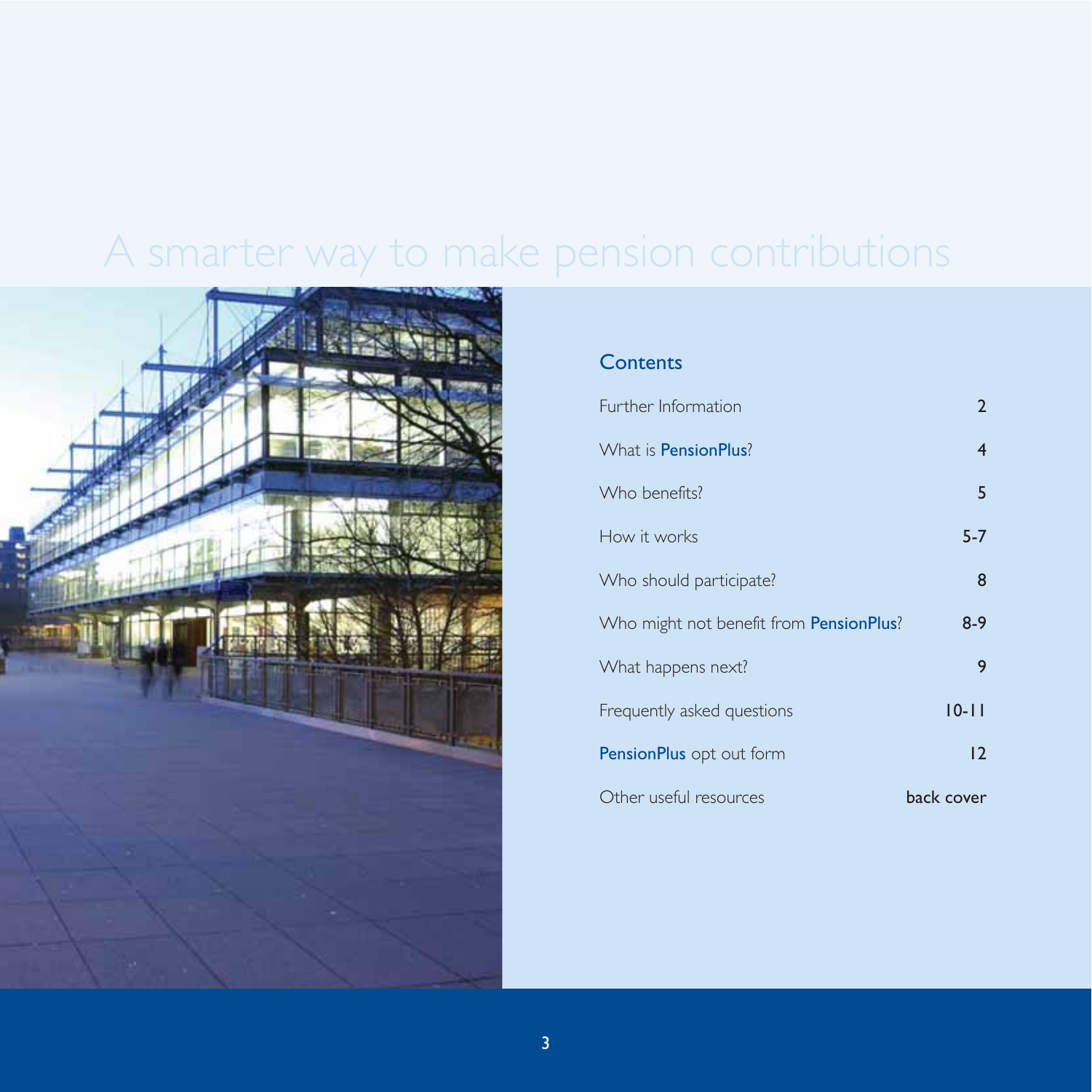# A smarter way to make pension contributions

## Contents

| | |
|---|---|
| Further Information | 2 |
| What is PensionPlus? | 4 |
| Who benefits? | 5 |
| How it works | 5-7 |
| Who should participate? | 8 |
| Who might not benefit from PensionPlus? | 8-9 |
| What happens next? | 9 |
| Frequently asked questions | 10-11 |
| PensionPlus opt out form | 12 |
| Other useful resources | back cover |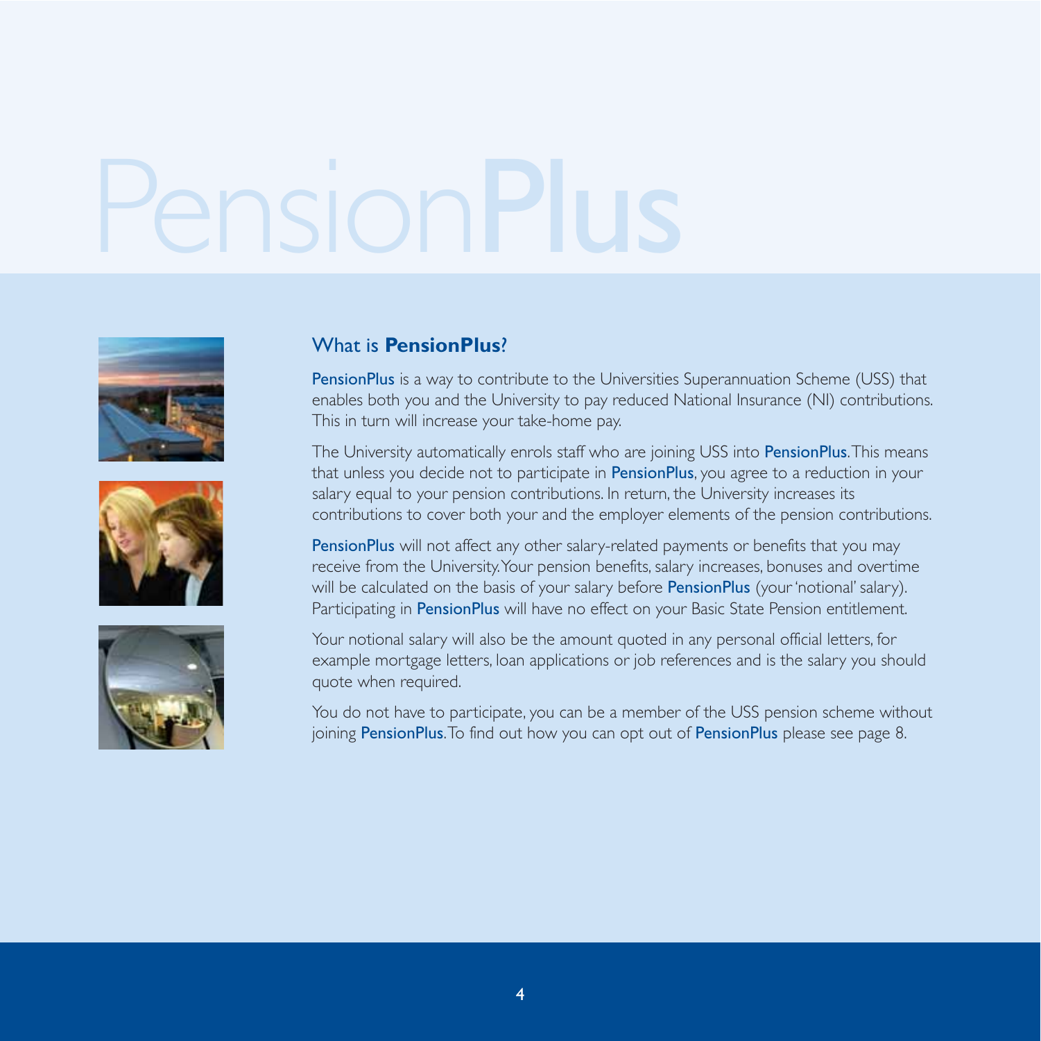# PensionPlus

## What is **PensionPlus**?

PensionPlus is a way to contribute to the Universities Superannuation Scheme (USS) that enables both you and the University to pay reduced National Insurance (NI) contributions. This in turn will increase your take-home pay.

The University automatically enrols staff who are joining USS into PensionPlus. This means that unless you decide not to participate in PensionPlus, you agree to a reduction in your salary equal to your pension contributions. In return, the University increases its contributions to cover both your and the employer elements of the pension contributions.

PensionPlus will not affect any other salary-related payments or benefits that you may receive from the University. Your pension benefits, salary increases, bonuses and overtime will be calculated on the basis of your salary before PensionPlus (your 'notional' salary). Participating in PensionPlus will have no effect on your Basic State Pension entitlement.

Your notional salary will also be the amount quoted in any personal official letters, for example mortgage letters, loan applications or job references and is the salary you should quote when required.

You do not have to participate, you can be a member of the USS pension scheme without joining PensionPlus. To find out how you can opt out of PensionPlus please see page 8.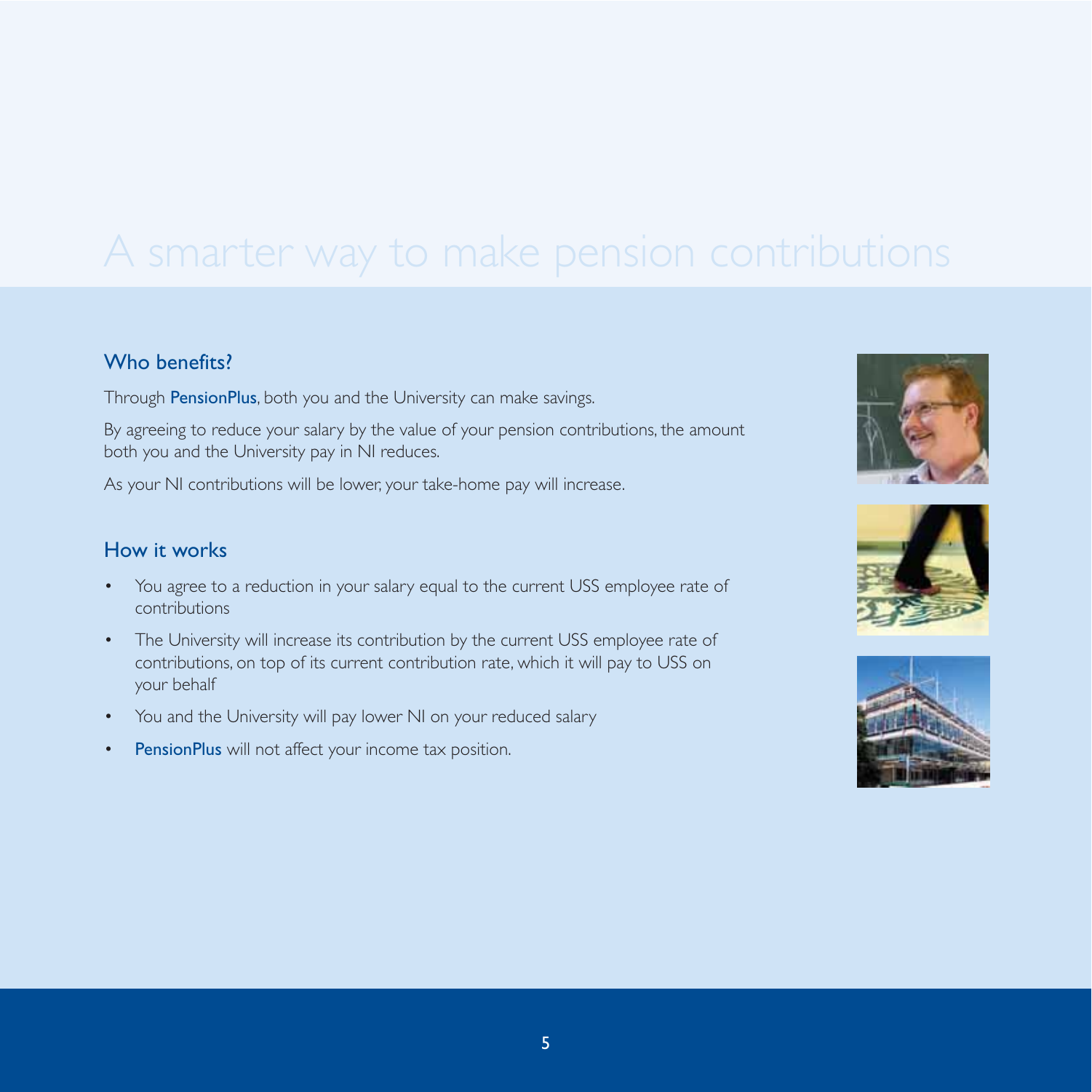# A smarter way to make pension contributions

## Who benefits?

Through **PensionPlus**, both you and the University can make savings.

By agreeing to reduce your salary by the value of your pension contributions, the amount both you and the University pay in NI reduces.

As your NI contributions will be lower, your take-home pay will increase.

## How it works

- You agree to a reduction in your salary equal to the current USS employee rate of contributions
- The University will increase its contribution by the current USS employee rate of contributions, on top of its current contribution rate, which it will pay to USS on your behalf
- You and the University will pay lower NI on your reduced salary
- **PensionPlus** will not affect your income tax position.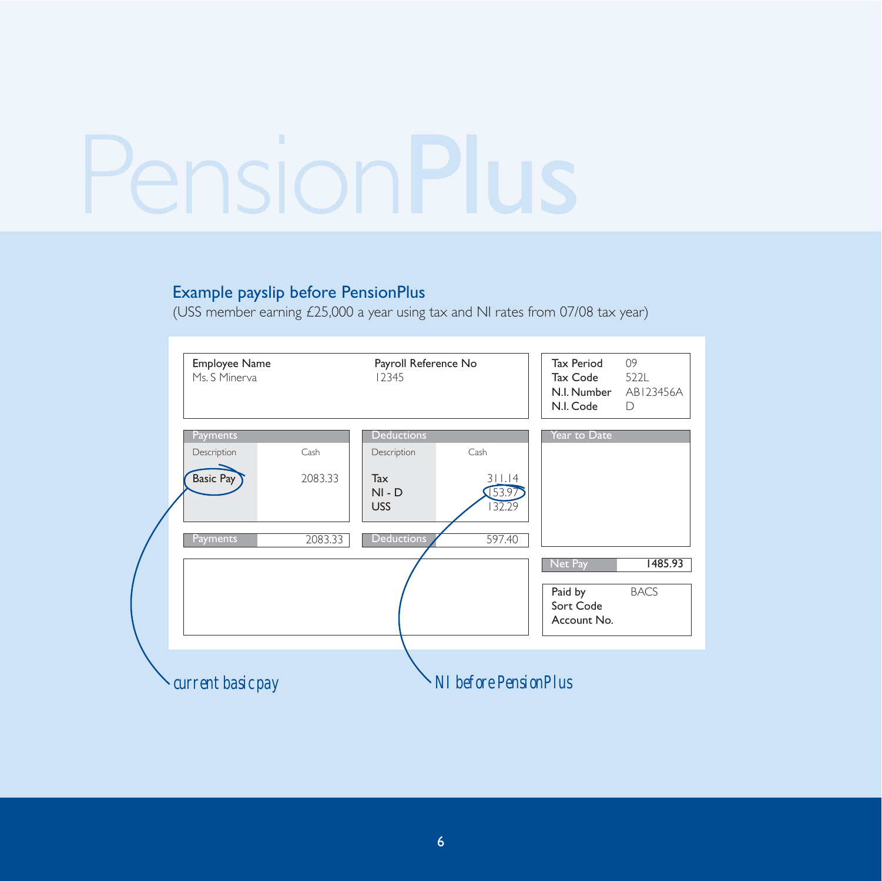PensionPlus

## Example payslip before PensionPlus

(USS member earning £25,000 a year using tax and NI rates from 07/08 tax year)

| Employee Name | Payroll Reference No |
|---|---|
| Ms. S Minerva | 12345 |

| | |
|---|---|
| Tax Period | 09 |
| Tax Code | 522L |
| N.I. Number | AB123456A |
| N.I. Code | D |

**Payments**

| Description | Cash |
|---|---|
| Basic Pay | 2083.33 |
| Payments | 2083.33 |

**Deductions**

| Description | Cash |
|---|---|
| Tax | 311.14 |
| NI - D | 153.97 |
| USS | 132.29 |
| Deductions | 597.40 |

**Year to Date**

| | |
|---|---|
| Net Pay | 1485.93 |

| | |
|---|---|
| Paid by | BACS |
| Sort Code | |
| Account No. | |

current basic pay

NI before PensionPlus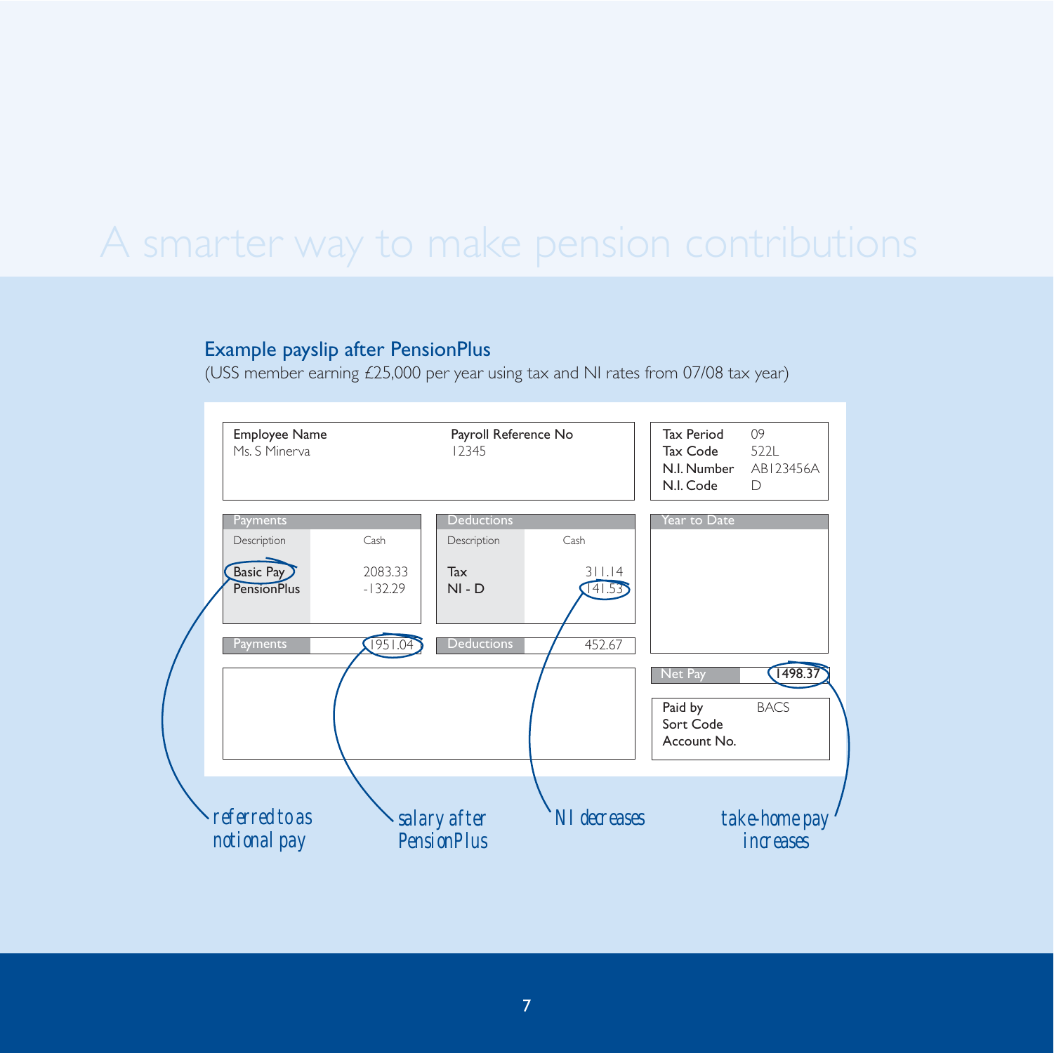# A smarter way to make pension contributions

## Example payslip after PensionPlus

(USS member earning £25,000 per year using tax and NI rates from 07/08 tax year)

| Employee Name | Payroll Reference No |
|---|---|
| Ms. S Minerva | 12345 |

| | |
|---|---|
| Tax Period | 09 |
| Tax Code | 522L |
| N.I. Number | AB123456A |
| N.I. Code | D |

**Payments**

| Description | Cash |
|---|---|
| Basic Pay | 2083.33 |
| PensionPlus | -132.29 |
| **Payments** | 1951.04 |

**Deductions**

| Description | Cash |
|---|---|
| Tax | 311.14 |
| NI - D | 141.53 |
| **Deductions** | 452.67 |

**Year to Date**

| | |
|---|---|
| Net Pay | 1498.37 |

| | |
|---|---|
| Paid by | BACS |
| Sort Code | |
| Account No. | |

- Basic Pay: referred to as notional pay
- 1951.04: salary after PensionPlus
- 141.53: NI decreases
- 1498.37: take-home pay increases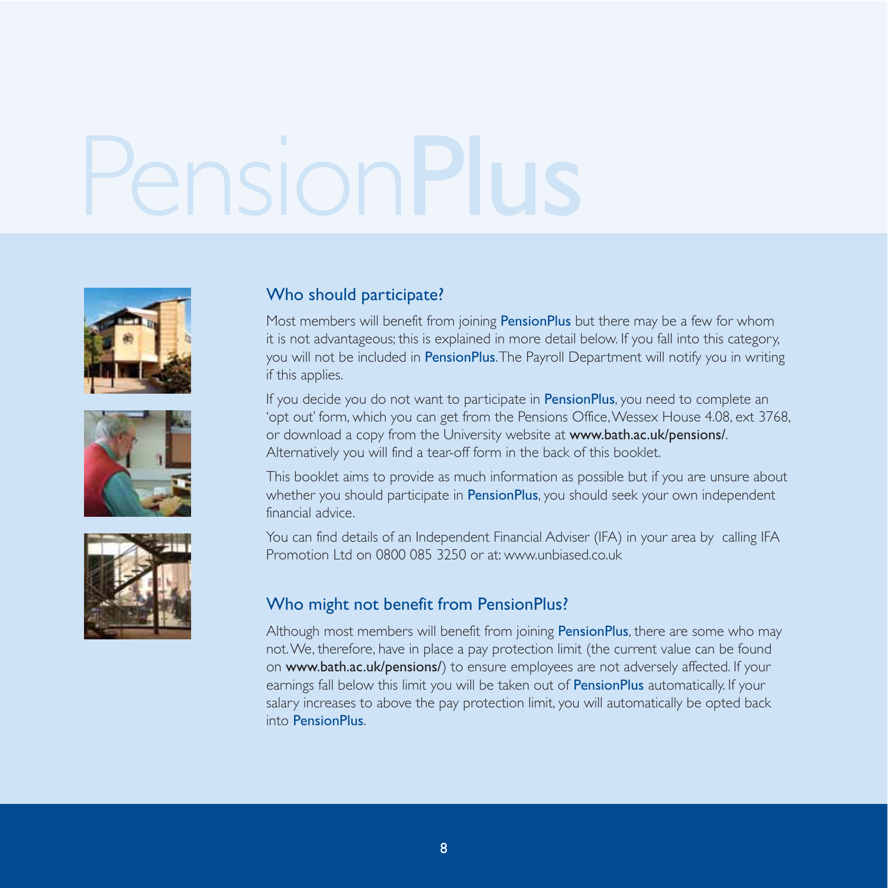# PensionPlus

## Who should participate?

Most members will benefit from joining **PensionPlus** but there may be a few for whom it is not advantageous; this is explained in more detail below. If you fall into this category, you will not be included in **PensionPlus**. The Payroll Department will notify you in writing if this applies.

If you decide you do not want to participate in **PensionPlus**, you need to complete an 'opt out' form, which you can get from the Pensions Office, Wessex House 4.08, ext 3768, or download a copy from the University website at **www.bath.ac.uk/pensions/**. Alternatively you will find a tear-off form in the back of this booklet.

This booklet aims to provide as much information as possible but if you are unsure about whether you should participate in **PensionPlus**, you should seek your own independent financial advice.

You can find details of an Independent Financial Adviser (IFA) in your area by calling IFA Promotion Ltd on 0800 085 3250 or at: www.unbiased.co.uk

## Who might not benefit from PensionPlus?

Although most members will benefit from joining **PensionPlus**, there are some who may not. We, therefore, have in place a pay protection limit (the current value can be found on **www.bath.ac.uk/pensions/**) to ensure employees are not adversely affected. If your earnings fall below this limit you will be taken out of **PensionPlus** automatically. If your salary increases to above the pay protection limit, you will automatically be opted back into **PensionPlus**.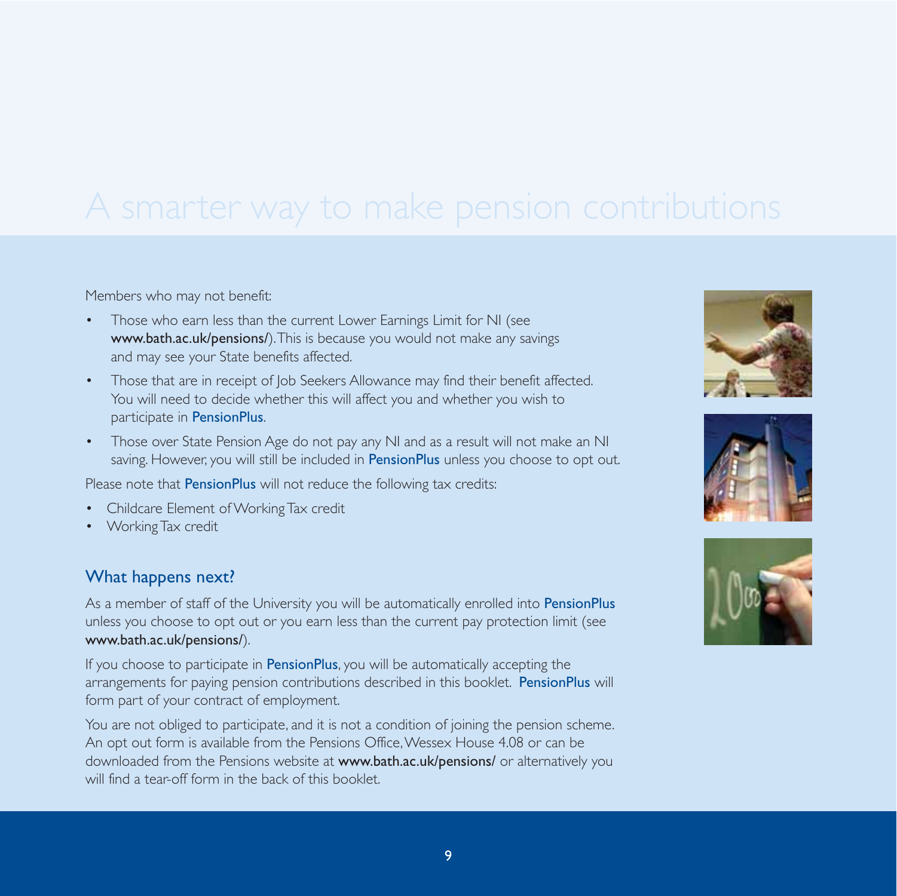# A smarter way to make pension contributions

Members who may not benefit:

- Those who earn less than the current Lower Earnings Limit for NI (see **www.bath.ac.uk/pensions/**). This is because you would not make any savings and may see your State benefits affected.
- Those that are in receipt of Job Seekers Allowance may find their benefit affected. You will need to decide whether this will affect you and whether you wish to participate in PensionPlus.
- Those over State Pension Age do not pay any NI and as a result will not make an NI saving. However, you will still be included in PensionPlus unless you choose to opt out.

Please note that PensionPlus will not reduce the following tax credits:

- Childcare Element of Working Tax credit
- Working Tax credit

## What happens next?

As a member of staff of the University you will be automatically enrolled into PensionPlus unless you choose to opt out or you earn less than the current pay protection limit (see **www.bath.ac.uk/pensions/**).

If you choose to participate in PensionPlus, you will be automatically accepting the arrangements for paying pension contributions described in this booklet. PensionPlus will form part of your contract of employment.

You are not obliged to participate, and it is not a condition of joining the pension scheme. An opt out form is available from the Pensions Office, Wessex House 4.08 or can be downloaded from the Pensions website at **www.bath.ac.uk/pensions/** or alternatively you will find a tear-off form in the back of this booklet.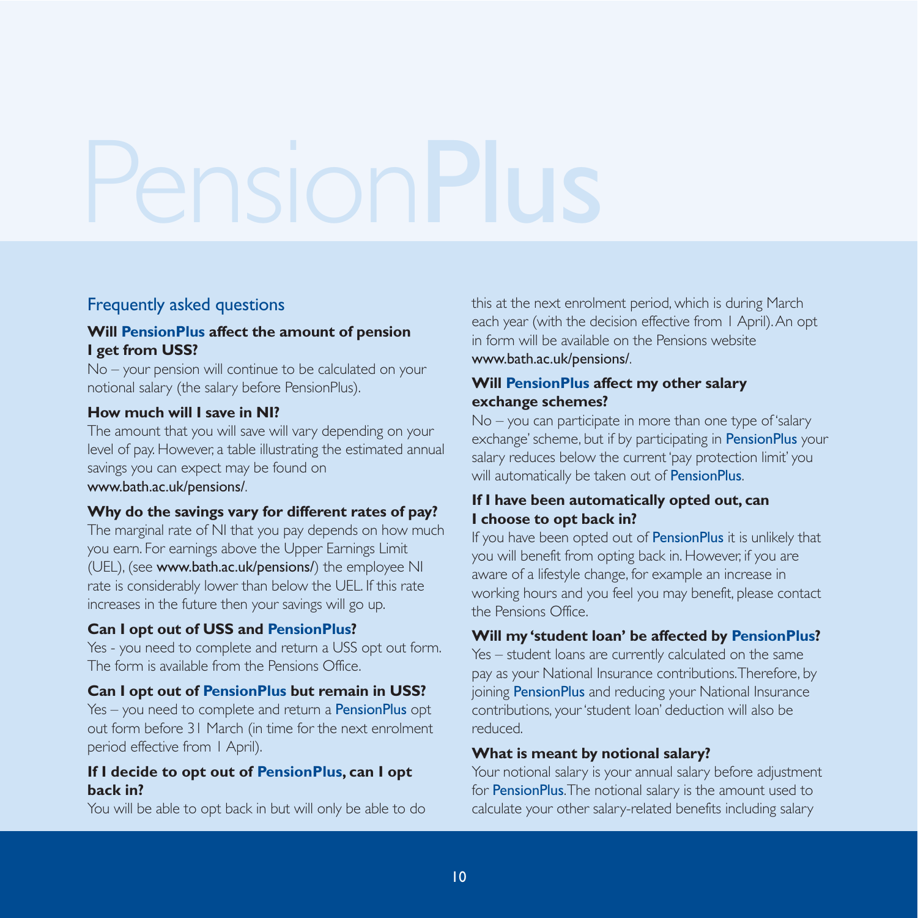# PensionPlus

## Frequently asked questions

### Will PensionPlus affect the amount of pension I get from USS?

No – your pension will continue to be calculated on your notional salary (the salary before PensionPlus).

### How much will I save in NI?

The amount that you will save will vary depending on your level of pay. However, a table illustrating the estimated annual savings you can expect may be found on www.bath.ac.uk/pensions/.

### Why do the savings vary for different rates of pay?

The marginal rate of NI that you pay depends on how much you earn. For earnings above the Upper Earnings Limit (UEL), (see www.bath.ac.uk/pensions/) the employee NI rate is considerably lower than below the UEL. If this rate increases in the future then your savings will go up.

### Can I opt out of USS and PensionPlus?

Yes - you need to complete and return a USS opt out form. The form is available from the Pensions Office.

### Can I opt out of PensionPlus but remain in USS?

Yes – you need to complete and return a PensionPlus opt out form before 31 March (in time for the next enrolment period effective from 1 April).

### If I decide to opt out of PensionPlus, can I opt back in?

You will be able to opt back in but will only be able to do this at the next enrolment period, which is during March each year (with the decision effective from 1 April). An opt in form will be available on the Pensions website www.bath.ac.uk/pensions/.

### Will PensionPlus affect my other salary exchange schemes?

No – you can participate in more than one type of 'salary exchange' scheme, but if by participating in PensionPlus your salary reduces below the current 'pay protection limit' you will automatically be taken out of PensionPlus.

### If I have been automatically opted out, can I choose to opt back in?

If you have been opted out of PensionPlus it is unlikely that you will benefit from opting back in. However, if you are aware of a lifestyle change, for example an increase in working hours and you feel you may benefit, please contact the Pensions Office.

### Will my 'student loan' be affected by PensionPlus?

Yes – student loans are currently calculated on the same pay as your National Insurance contributions. Therefore, by joining PensionPlus and reducing your National Insurance contributions, your 'student loan' deduction will also be reduced.

### What is meant by notional salary?

Your notional salary is your annual salary before adjustment for PensionPlus. The notional salary is the amount used to calculate your other salary-related benefits including salary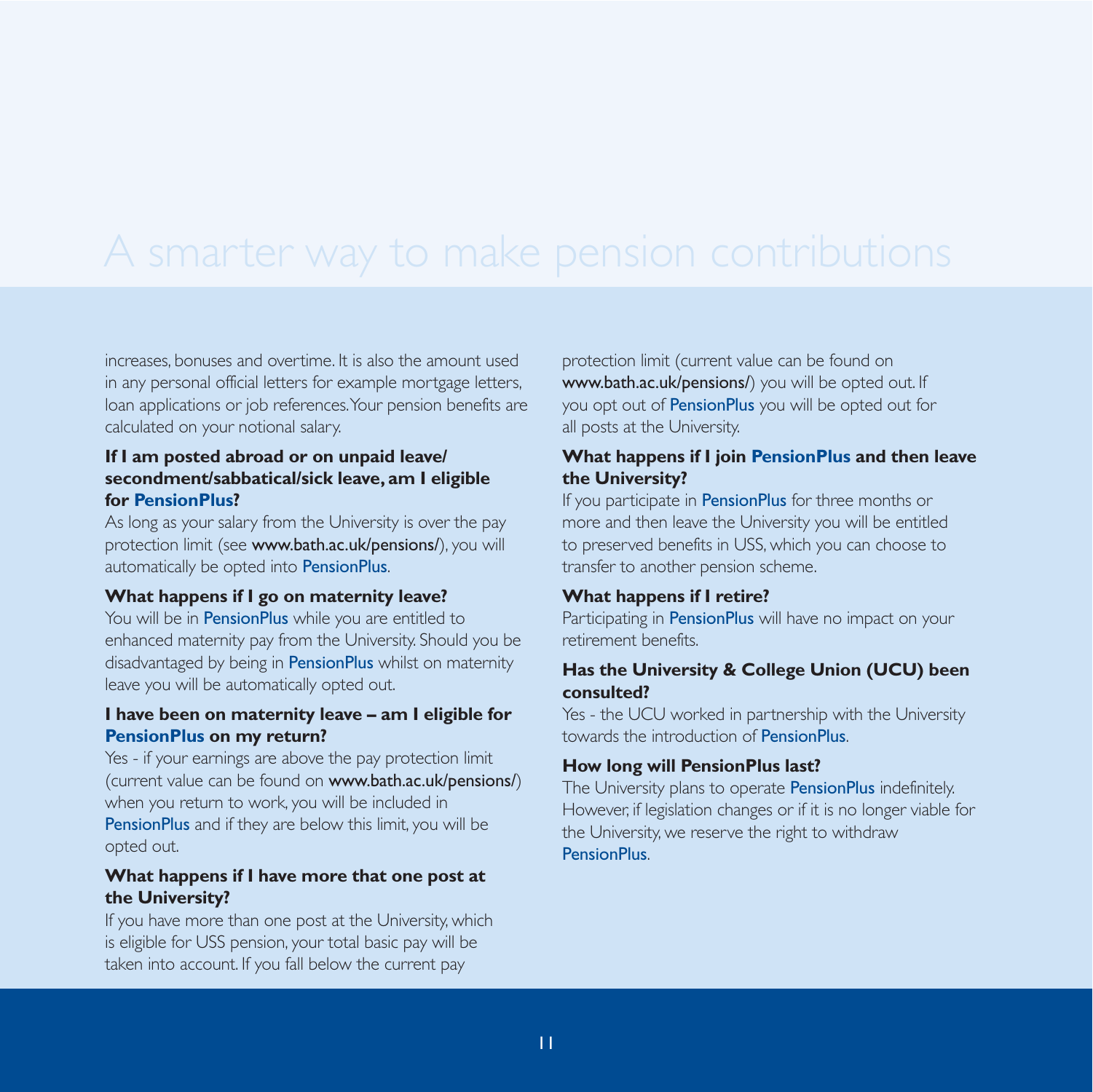# A smarter way to make pension contributions

increases, bonuses and overtime. It is also the amount used in any personal official letters for example mortgage letters, loan applications or job references. Your pension benefits are calculated on your notional salary.

### If I am posted abroad or on unpaid leave/ secondment/sabbatical/sick leave, am I eligible for PensionPlus?

As long as your salary from the University is over the pay protection limit (see www.bath.ac.uk/pensions/), you will automatically be opted into PensionPlus.

### What happens if I go on maternity leave?

You will be in PensionPlus while you are entitled to enhanced maternity pay from the University. Should you be disadvantaged by being in PensionPlus whilst on maternity leave you will be automatically opted out.

### I have been on maternity leave – am I eligible for PensionPlus on my return?

Yes - if your earnings are above the pay protection limit (current value can be found on www.bath.ac.uk/pensions/) when you return to work, you will be included in PensionPlus and if they are below this limit, you will be opted out.

### What happens if I have more that one post at the University?

If you have more than one post at the University, which is eligible for USS pension, your total basic pay will be taken into account. If you fall below the current pay protection limit (current value can be found on www.bath.ac.uk/pensions/) you will be opted out. If you opt out of PensionPlus you will be opted out for all posts at the University.

### What happens if I join PensionPlus and then leave the University?

If you participate in PensionPlus for three months or more and then leave the University you will be entitled to preserved benefits in USS, which you can choose to transfer to another pension scheme.

### What happens if I retire?

Participating in PensionPlus will have no impact on your retirement benefits.

### Has the University & College Union (UCU) been consulted?

Yes - the UCU worked in partnership with the University towards the introduction of PensionPlus.

### How long will PensionPlus last?

The University plans to operate PensionPlus indefinitely. However, if legislation changes or if it is no longer viable for the University, we reserve the right to withdraw PensionPlus.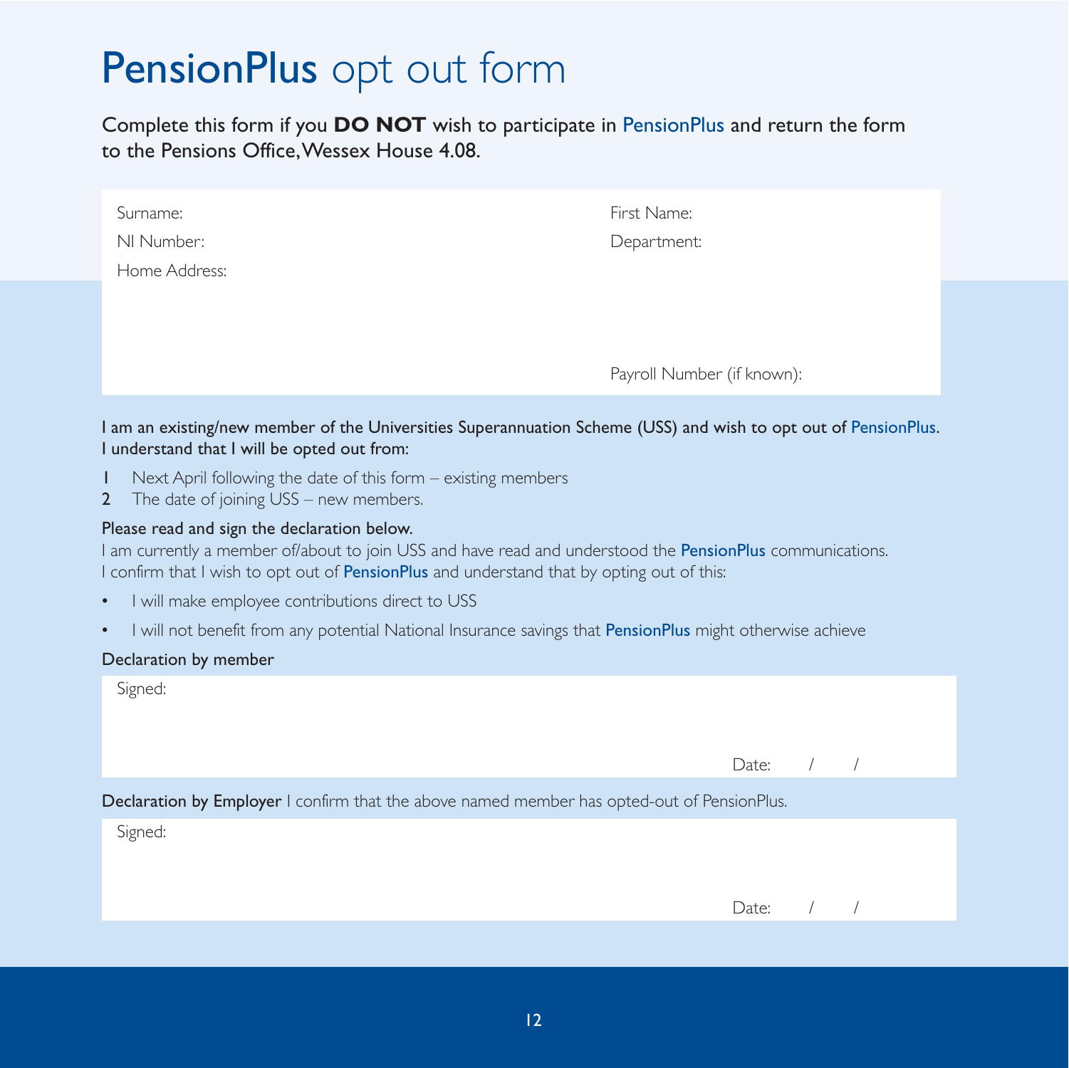# PensionPlus opt out form

Complete this form if you **DO NOT** wish to participate in PensionPlus and return the form to the Pensions Office, Wessex House 4.08.

Surname:

First Name:

NI Number:

Department:

Home Address:

Payroll Number (if known):

I am an existing/new member of the Universities Superannuation Scheme (USS) and wish to opt out of PensionPlus. I understand that I will be opted out from:

1. Next April following the date of this form – existing members
2. The date of joining USS – new members.

Please read and sign the declaration below.

I am currently a member of/about to join USS and have read and understood the PensionPlus communications. I confirm that I wish to opt out of PensionPlus and understand that by opting out of this:

- I will make employee contributions direct to USS
- I will not benefit from any potential National Insurance savings that PensionPlus might otherwise achieve

**Declaration by member**

Signed:

Date: / /

**Declaration by Employer** I confirm that the above named member has opted-out of PensionPlus.

Signed:

Date: / /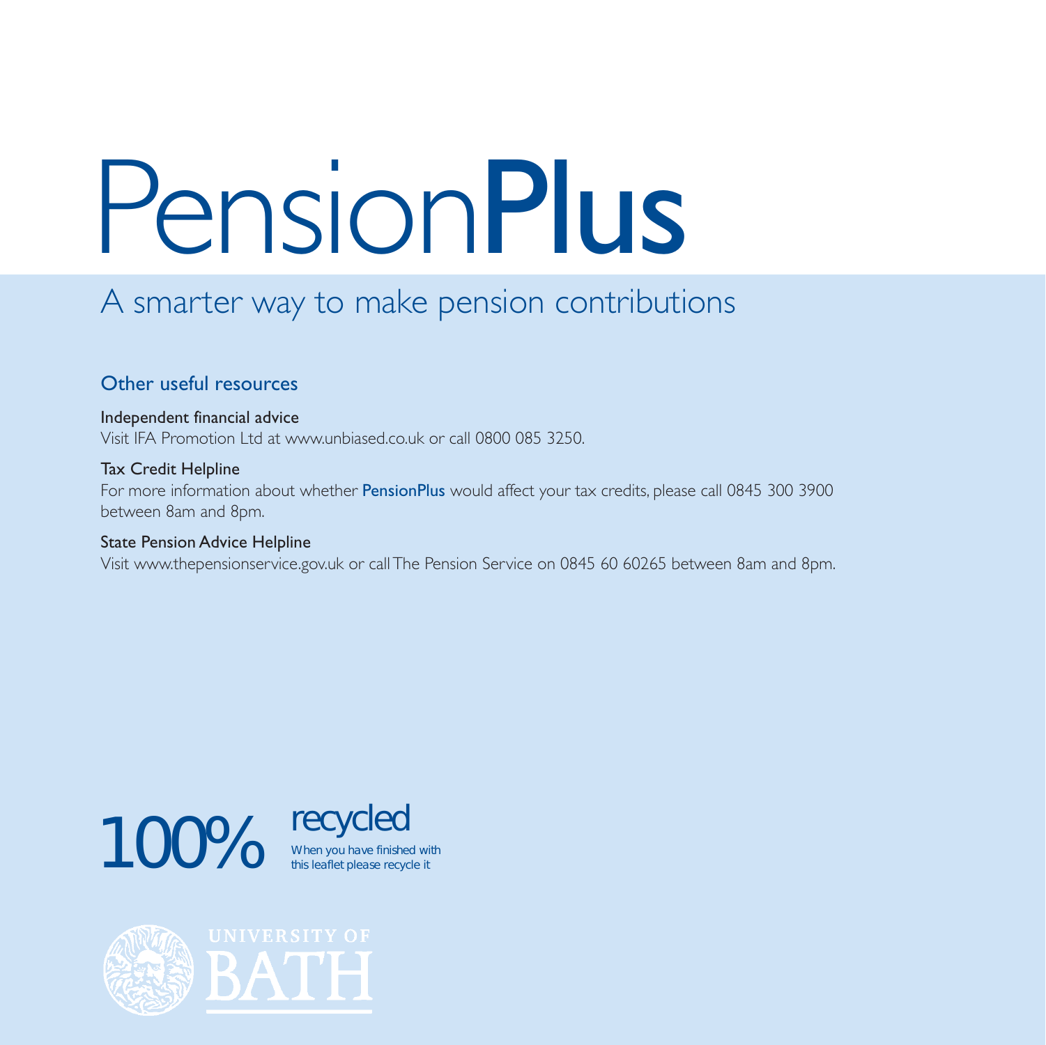# PensionPlus

## A smarter way to make pension contributions

### Other useful resources

**Independent financial advice**

Visit IFA Promotion Ltd at www.unbiased.co.uk or call 0800 085 3250.

**Tax Credit Helpline**

For more information about whether **PensionPlus** would affect your tax credits, please call 0845 300 3900 between 8am and 8pm.

**State Pension Advice Helpline**

Visit www.thepensionservice.gov.uk or call The Pension Service on 0845 60 60265 between 8am and 8pm.

100% recycled

When you have finished with this leaflet please recycle it

UNIVERSITY OF BATH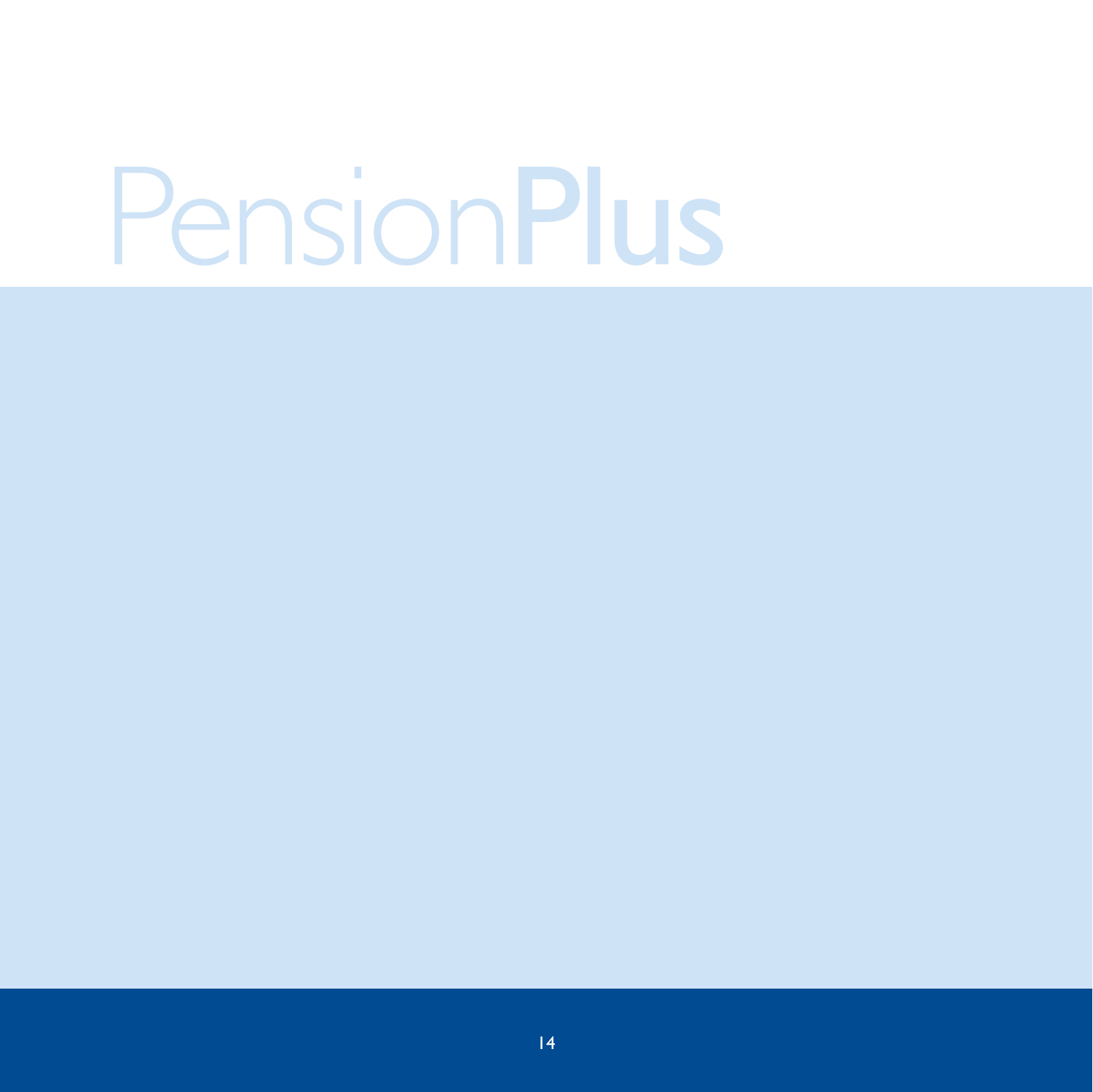# PensionPlus